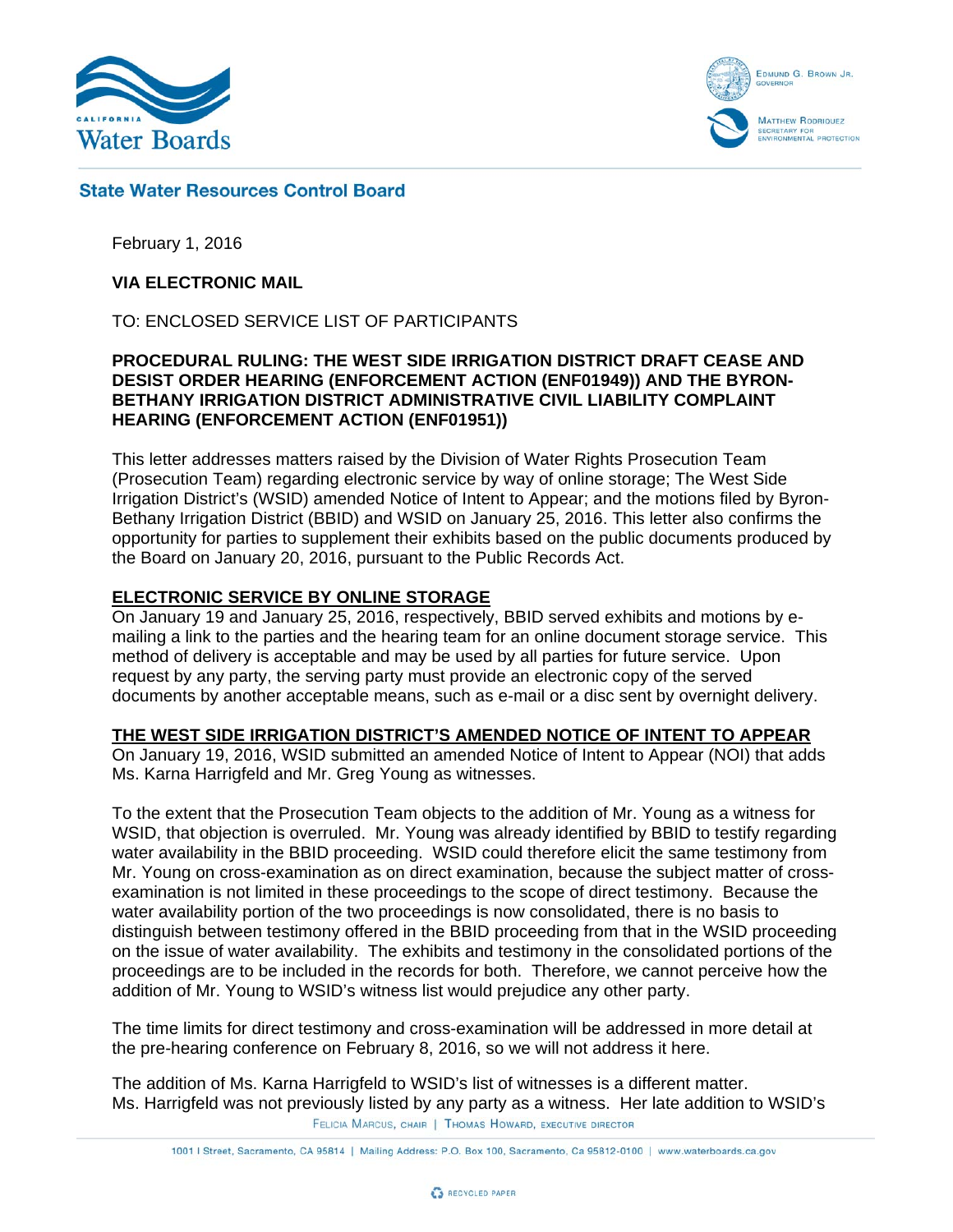# State Water Resources Control Board

February 1, 2016

**VIA ELECTRONIC MAIL**

TO: ENCLOSED SERVICE LIST OF PARTICIPANTS

**PROCEDURAL RULING: THE WEST SIDE IRRIGATION DISTRICT DRAFT CEASE AND DESIST ORDER HEARING (ENFORCEMENT ACTION (ENF01949)) AND THE BYRON-BETHANY IRRIGATION DISTRICT ADMINISTRATIVE CIVIL LIABILITY COMPLAINT HEARING (ENFORCEMENT ACTION (ENF01951))**

This letter addresses matters raised by the Division of Water Rights Prosecution Team (Prosecution Team) regarding electronic service by way of online storage; The West Side Irrigation District's (WSID) amended Notice of Intent to Appear; and the motions filed by Byron-Bethany Irrigation District (BBID) and WSID on January 25, 2016. This letter also confirms the opportunity for parties to supplement their exhibits based on the public documents produced by the Board on January 20, 2016, pursuant to the Public Records Act.

## ELECTRONIC SERVICE BY ONLINE STORAGE

On January 19 and January 25, 2016, respectively, BBID served exhibits and motions by e-mailing a link to the parties and the hearing team for an online document storage service. This method of delivery is acceptable and may be used by all parties for future service. Upon request by any party, the serving party must provide an electronic copy of the served documents by another acceptable means, such as e-mail or a disc sent by overnight delivery.

## THE WEST SIDE IRRIGATION DISTRICT'S AMENDED NOTICE OF INTENT TO APPEAR

On January 19, 2016, WSID submitted an amended Notice of Intent to Appear (NOI) that adds Ms. Karna Harrigfeld and Mr. Greg Young as witnesses.

To the extent that the Prosecution Team objects to the addition of Mr. Young as a witness for WSID, that objection is overruled. Mr. Young was already identified by BBID to testify regarding water availability in the BBID proceeding. WSID could therefore elicit the same testimony from Mr. Young on cross-examination as on direct examination, because the subject matter of cross-examination is not limited in these proceedings to the scope of direct testimony. Because the water availability portion of the two proceedings is now consolidated, there is no basis to distinguish between testimony offered in the BBID proceeding from that in the WSID proceeding on the issue of water availability. The exhibits and testimony in the consolidated portions of the proceedings are to be included in the records for both. Therefore, we cannot perceive how the addition of Mr. Young to WSID's witness list would prejudice any other party.

The time limits for direct testimony and cross-examination will be addressed in more detail at the pre-hearing conference on February 8, 2016, so we will not address it here.

The addition of Ms. Karna Harrigfeld to WSID's list of witnesses is a different matter. Ms. Harrigfeld was not previously listed by any party as a witness. Her late addition to WSID's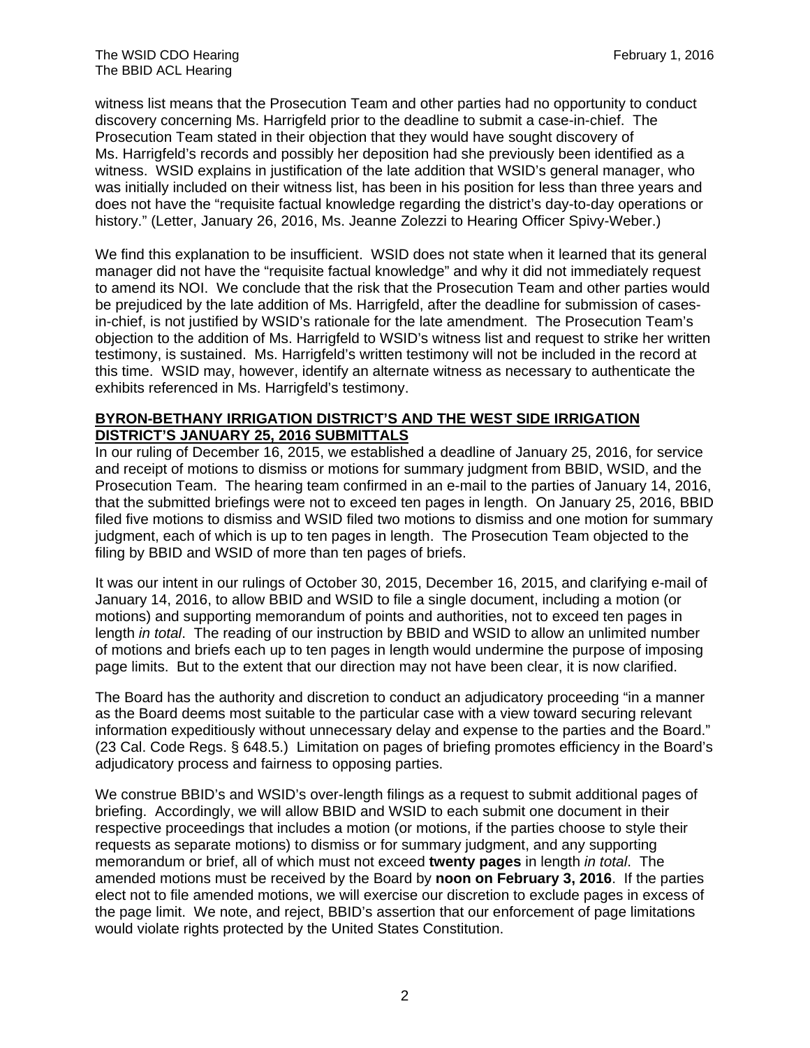witness list means that the Prosecution Team and other parties had no opportunity to conduct discovery concerning Ms. Harrigfeld prior to the deadline to submit a case-in-chief. The Prosecution Team stated in their objection that they would have sought discovery of Ms. Harrigfeld's records and possibly her deposition had she previously been identified as a witness. WSID explains in justification of the late addition that WSID's general manager, who was initially included on their witness list, has been in his position for less than three years and does not have the "requisite factual knowledge regarding the district's day-to-day operations or history." (Letter, January 26, 2016, Ms. Jeanne Zolezzi to Hearing Officer Spivy-Weber.)

We find this explanation to be insufficient. WSID does not state when it learned that its general manager did not have the "requisite factual knowledge" and why it did not immediately request to amend its NOI. We conclude that the risk that the Prosecution Team and other parties would be prejudiced by the late addition of Ms. Harrigfeld, after the deadline for submission of cases-in-chief, is not justified by WSID's rationale for the late amendment. The Prosecution Team's objection to the addition of Ms. Harrigfeld to WSID's witness list and request to strike her written testimony, is sustained. Ms. Harrigfeld's written testimony will not be included in the record at this time. WSID may, however, identify an alternate witness as necessary to authenticate the exhibits referenced in Ms. Harrigfeld's testimony.

**BYRON-BETHANY IRRIGATION DISTRICT'S AND THE WEST SIDE IRRIGATION DISTRICT'S JANUARY 25, 2016 SUBMITTALS**

In our ruling of December 16, 2015, we established a deadline of January 25, 2016, for service and receipt of motions to dismiss or motions for summary judgment from BBID, WSID, and the Prosecution Team. The hearing team confirmed in an e-mail to the parties of January 14, 2016, that the submitted briefings were not to exceed ten pages in length. On January 25, 2016, BBID filed five motions to dismiss and WSID filed two motions to dismiss and one motion for summary judgment, each of which is up to ten pages in length. The Prosecution Team objected to the filing by BBID and WSID of more than ten pages of briefs.

It was our intent in our rulings of October 30, 2015, December 16, 2015, and clarifying e-mail of January 14, 2016, to allow BBID and WSID to file a single document, including a motion (or motions) and supporting memorandum of points and authorities, not to exceed ten pages in length *in total*. The reading of our instruction by BBID and WSID to allow an unlimited number of motions and briefs each up to ten pages in length would undermine the purpose of imposing page limits. But to the extent that our direction may not have been clear, it is now clarified.

The Board has the authority and discretion to conduct an adjudicatory proceeding "in a manner as the Board deems most suitable to the particular case with a view toward securing relevant information expeditiously without unnecessary delay and expense to the parties and the Board." (23 Cal. Code Regs. § 648.5.) Limitation on pages of briefing promotes efficiency in the Board's adjudicatory process and fairness to opposing parties.

We construe BBID's and WSID's over-length filings as a request to submit additional pages of briefing. Accordingly, we will allow BBID and WSID to each submit one document in their respective proceedings that includes a motion (or motions, if the parties choose to style their requests as separate motions) to dismiss or for summary judgment, and any supporting memorandum or brief, all of which must not exceed **twenty pages** in length *in total*. The amended motions must be received by the Board by **noon on February 3, 2016**. If the parties elect not to file amended motions, we will exercise our discretion to exclude pages in excess of the page limit. We note, and reject, BBID's assertion that our enforcement of page limitations would violate rights protected by the United States Constitution.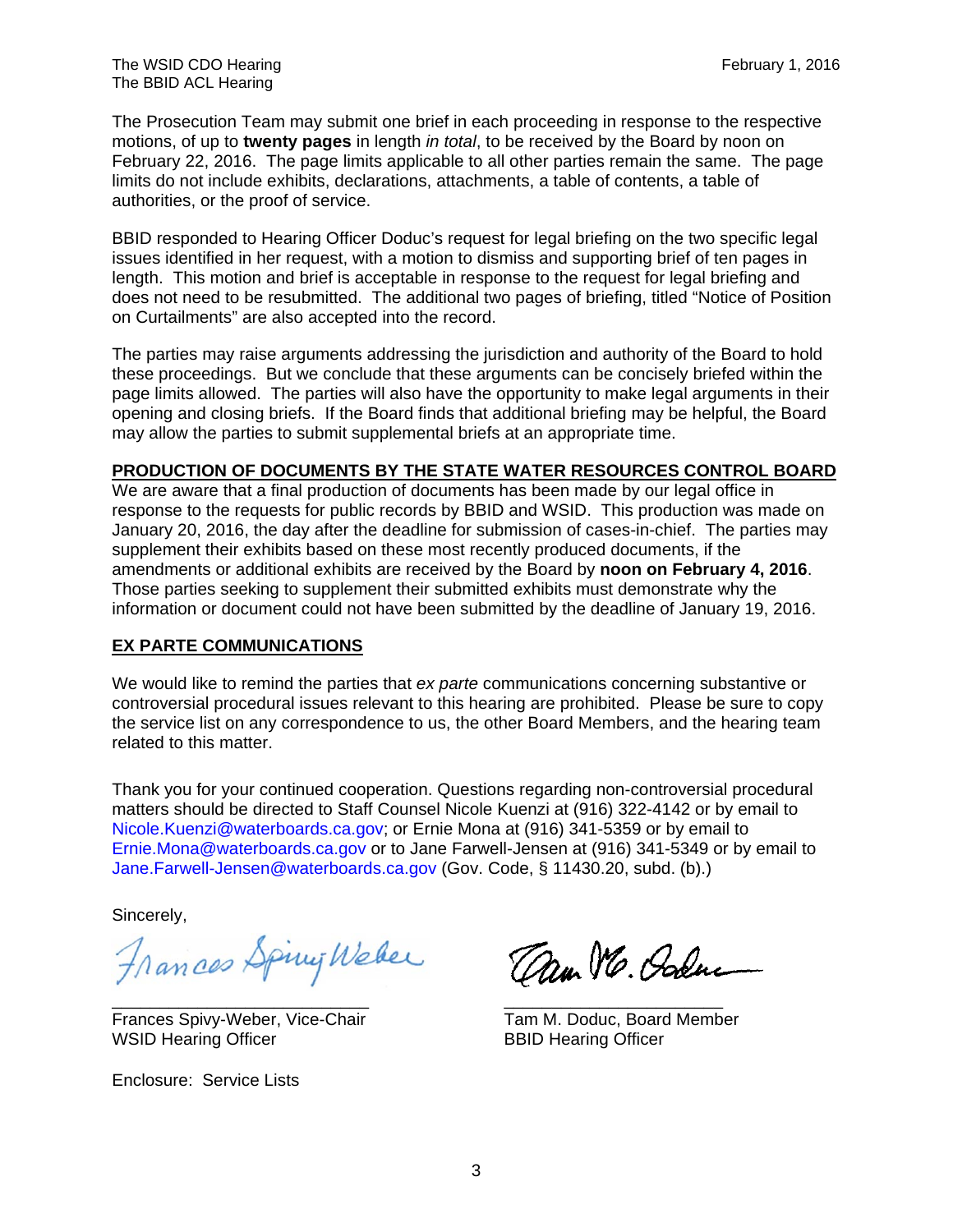The Prosecution Team may submit one brief in each proceeding in response to the respective motions, of up to **twenty pages** in length *in total*, to be received by the Board by noon on February 22, 2016. The page limits applicable to all other parties remain the same. The page limits do not include exhibits, declarations, attachments, a table of contents, a table of authorities, or the proof of service.

BBID responded to Hearing Officer Doduc's request for legal briefing on the two specific legal issues identified in her request, with a motion to dismiss and supporting brief of ten pages in length. This motion and brief is acceptable in response to the request for legal briefing and does not need to be resubmitted. The additional two pages of briefing, titled "Notice of Position on Curtailments" are also accepted into the record.

The parties may raise arguments addressing the jurisdiction and authority of the Board to hold these proceedings. But we conclude that these arguments can be concisely briefed within the page limits allowed. The parties will also have the opportunity to make legal arguments in their opening and closing briefs. If the Board finds that additional briefing may be helpful, the Board may allow the parties to submit supplemental briefs at an appropriate time.

**PRODUCTION OF DOCUMENTS BY THE STATE WATER RESOURCES CONTROL BOARD**

We are aware that a final production of documents has been made by our legal office in response to the requests for public records by BBID and WSID. This production was made on January 20, 2016, the day after the deadline for submission of cases-in-chief. The parties may supplement their exhibits based on these most recently produced documents, if the amendments or additional exhibits are received by the Board by **noon on February 4, 2016**. Those parties seeking to supplement their submitted exhibits must demonstrate why the information or document could not have been submitted by the deadline of January 19, 2016.

**EX PARTE COMMUNICATIONS**

We would like to remind the parties that *ex parte* communications concerning substantive or controversial procedural issues relevant to this hearing are prohibited. Please be sure to copy the service list on any correspondence to us, the other Board Members, and the hearing team related to this matter.

Thank you for your continued cooperation. Questions regarding non-controversial procedural matters should be directed to Staff Counsel Nicole Kuenzi at (916) 322-4142 or by email to Nicole.Kuenzi@waterboards.ca.gov; or Ernie Mona at (916) 341-5359 or by email to Ernie.Mona@waterboards.ca.gov or to Jane Farwell-Jensen at (916) 341-5349 or by email to Jane.Farwell-Jensen@waterboards.ca.gov (Gov. Code, § 11430.20, subd. (b).)

Sincerely,

Frances Spivy-Weber, Vice-Chair
WSID Hearing Officer

Tam M. Doduc, Board Member
BBID Hearing Officer

Enclosure: Service Lists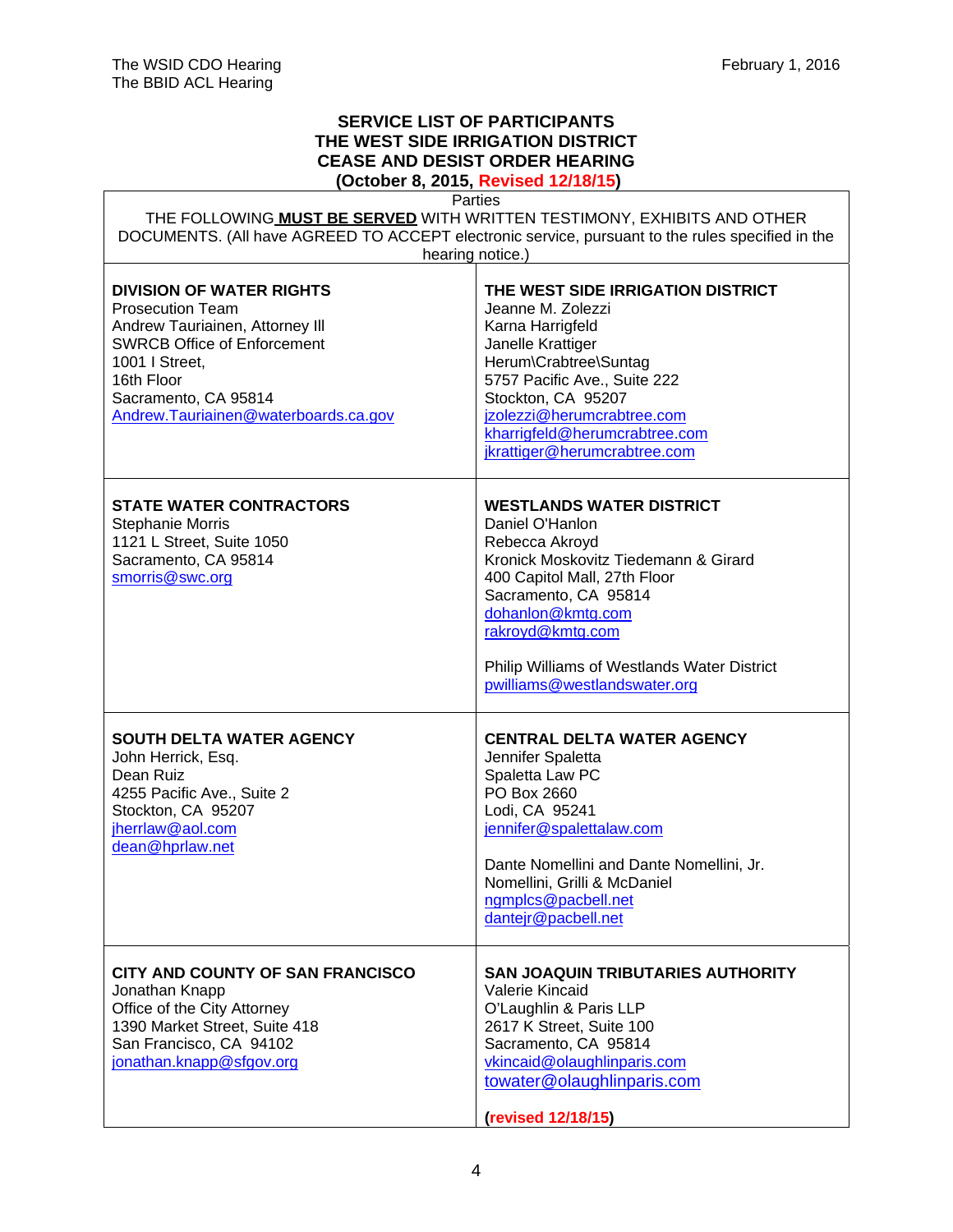The WSID CDO Hearing
The BBID ACL Hearing

February 1, 2016

## SERVICE LIST OF PARTICIPANTS
## THE WEST SIDE IRRIGATION DISTRICT
## CEASE AND DESIST ORDER HEARING
## (October 8, 2015, Revised 12/18/15)

Parties

THE FOLLOWING **MUST BE SERVED** WITH WRITTEN TESTIMONY, EXHIBITS AND OTHER DOCUMENTS. (All have AGREED TO ACCEPT electronic service, pursuant to the rules specified in the hearing notice.)

| | |
|---|---|
| **DIVISION OF WATER RIGHTS**<br>Prosecution Team<br>Andrew Tauriainen, Attorney III<br>SWRCB Office of Enforcement<br>1001 I Street,<br>16th Floor<br>Sacramento, CA 95814<br>Andrew.Tauriainen@waterboards.ca.gov | **THE WEST SIDE IRRIGATION DISTRICT**<br>Jeanne M. Zolezzi<br>Karna Harrigfeld<br>Janelle Krattiger<br>Herum\Crabtree\Suntag<br>5757 Pacific Ave., Suite 222<br>Stockton, CA 95207<br>jzolezzi@herumcrabtree.com<br>kharrigfeld@herumcrabtree.com<br>jkrattiger@herumcrabtree.com |
| **STATE WATER CONTRACTORS**<br>Stephanie Morris<br>1121 L Street, Suite 1050<br>Sacramento, CA 95814<br>smorris@swc.org | **WESTLANDS WATER DISTRICT**<br>Daniel O'Hanlon<br>Rebecca Akroyd<br>Kronick Moskovitz Tiedemann & Girard<br>400 Capitol Mall, 27th Floor<br>Sacramento, CA 95814<br>dohanlon@kmtg.com<br>rakroyd@kmtg.com<br><br>Philip Williams of Westlands Water District<br>pwilliams@westlandswater.org |
| **SOUTH DELTA WATER AGENCY**<br>John Herrick, Esq.<br>Dean Ruiz<br>4255 Pacific Ave., Suite 2<br>Stockton, CA 95207<br>jherrlaw@aol.com<br>dean@hprlaw.net | **CENTRAL DELTA WATER AGENCY**<br>Jennifer Spaletta<br>Spaletta Law PC<br>PO Box 2660<br>Lodi, CA 95241<br>jennifer@spalettalaw.com<br><br>Dante Nomellini and Dante Nomellini, Jr.<br>Nomellini, Grilli & McDaniel<br>ngmplcs@pacbell.net<br>dantejr@pacbell.net |
| **CITY AND COUNTY OF SAN FRANCISCO**<br>Jonathan Knapp<br>Office of the City Attorney<br>1390 Market Street, Suite 418<br>San Francisco, CA 94102<br>jonathan.knapp@sfgov.org | **SAN JOAQUIN TRIBUTARIES AUTHORITY**<br>Valerie Kincaid<br>O'Laughlin & Paris LLP<br>2617 K Street, Suite 100<br>Sacramento, CA 95814<br>vkincaid@olaughlinparis.com<br>towater@olaughlinparis.com<br><br>**(revised 12/18/15)** |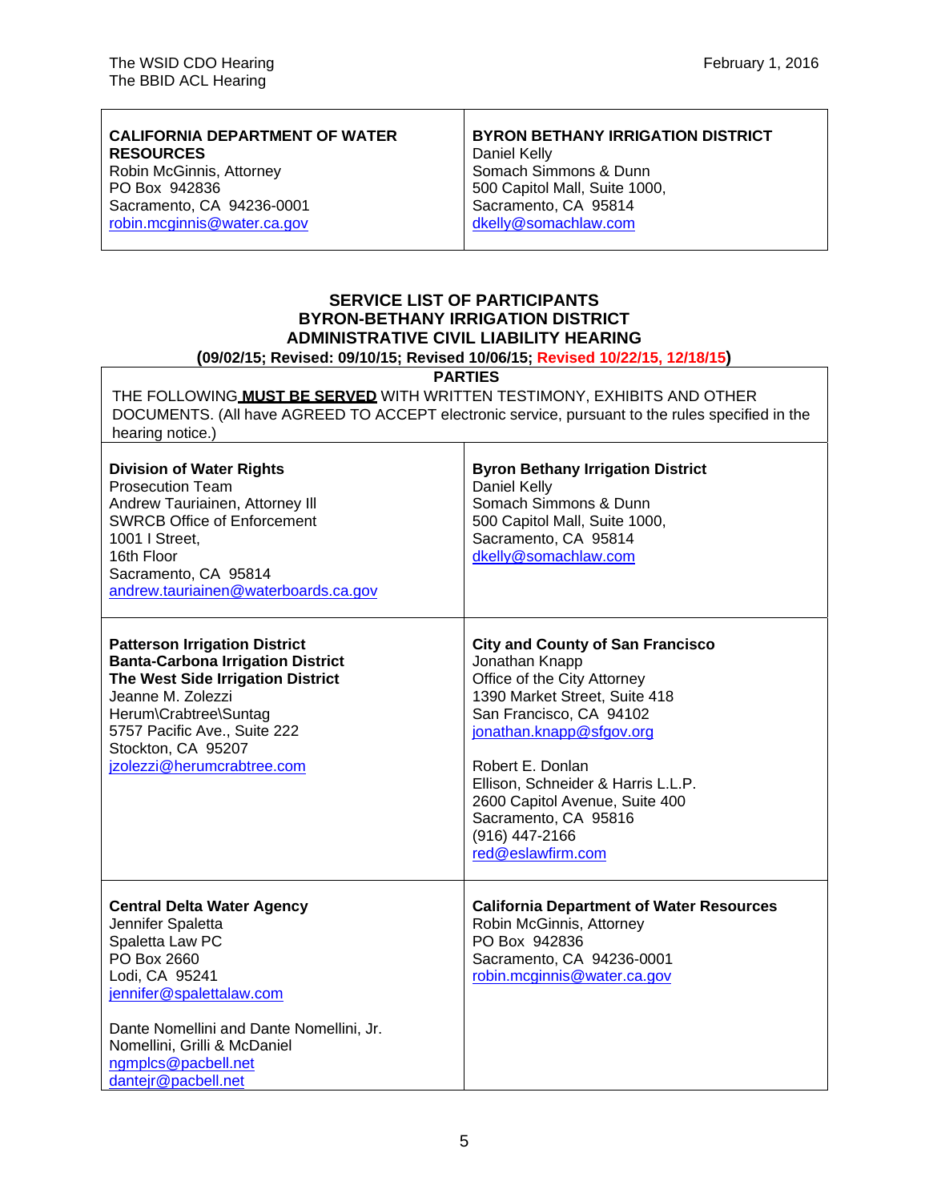| **CALIFORNIA DEPARTMENT OF WATER RESOURCES**<br>Robin McGinnis, Attorney<br>PO Box 942836<br>Sacramento, CA 94236-0001<br>robin.mcginnis@water.ca.gov | **BYRON BETHANY IRRIGATION DISTRICT**<br>Daniel Kelly<br>Somach Simmons & Dunn<br>500 Capitol Mall, Suite 1000,<br>Sacramento, CA 95814<br>dkelly@somachlaw.com |
|---|---|

**SERVICE LIST OF PARTICIPANTS**
**BYRON-BETHANY IRRIGATION DISTRICT**
**ADMINISTRATIVE CIVIL LIABILITY HEARING**
**(09/02/15; Revised: 09/10/15; Revised 10/06/15; Revised 10/22/15, 12/18/15)**

**PARTIES**

THE FOLLOWING **MUST BE SERVED** WITH WRITTEN TESTIMONY, EXHIBITS AND OTHER DOCUMENTS. (All have AGREED TO ACCEPT electronic service, pursuant to the rules specified in the hearing notice.)

| | |
|---|---|
| **Division of Water Rights**<br>Prosecution Team<br>Andrew Tauriainen, Attorney III<br>SWRCB Office of Enforcement<br>1001 I Street,<br>16th Floor<br>Sacramento, CA 95814<br>andrew.tauriainen@waterboards.ca.gov | **Byron Bethany Irrigation District**<br>Daniel Kelly<br>Somach Simmons & Dunn<br>500 Capitol Mall, Suite 1000,<br>Sacramento, CA 95814<br>dkelly@somachlaw.com |
| **Patterson Irrigation District**<br>**Banta-Carbona Irrigation District**<br>**The West Side Irrigation District**<br>Jeanne M. Zolezzi<br>Herum\Crabtree\Suntag<br>5757 Pacific Ave., Suite 222<br>Stockton, CA 95207<br>jzolezzi@herumcrabtree.com | **City and County of San Francisco**<br>Jonathan Knapp<br>Office of the City Attorney<br>1390 Market Street, Suite 418<br>San Francisco, CA 94102<br>jonathan.knapp@sfgov.org<br><br>Robert E. Donlan<br>Ellison, Schneider & Harris L.L.P.<br>2600 Capitol Avenue, Suite 400<br>Sacramento, CA 95816<br>(916) 447-2166<br>red@eslawfirm.com |
| **Central Delta Water Agency**<br>Jennifer Spaletta<br>Spaletta Law PC<br>PO Box 2660<br>Lodi, CA 95241<br>jennifer@spalettalaw.com<br><br>Dante Nomellini and Dante Nomellini, Jr.<br>Nomellini, Grilli & McDaniel<br>ngmplcs@pacbell.net<br>dantejr@pacbell.net | **California Department of Water Resources**<br>Robin McGinnis, Attorney<br>PO Box 942836<br>Sacramento, CA 94236-0001<br>robin.mcginnis@water.ca.gov |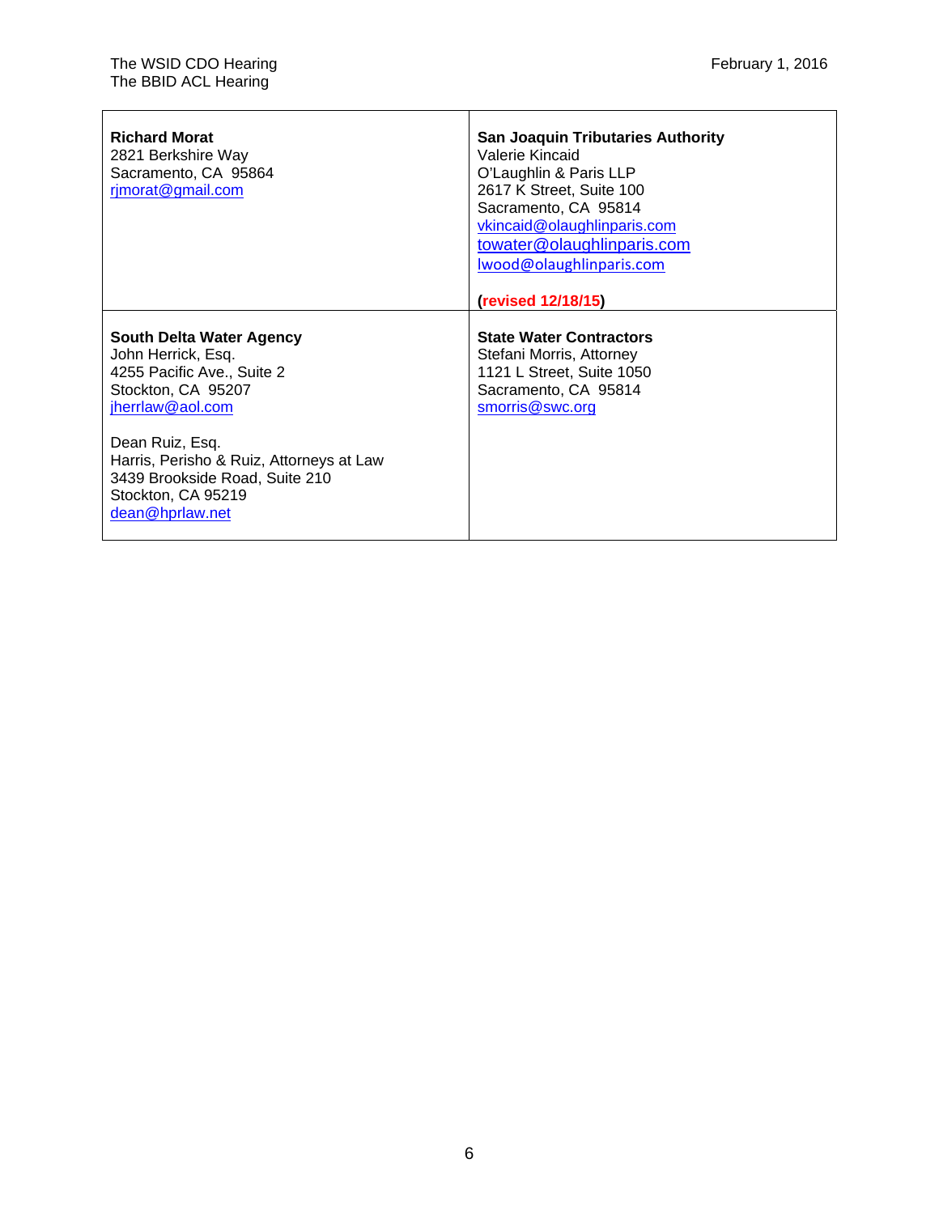| | |
|---|---|
| **Richard Morat**<br>2821 Berkshire Way<br>Sacramento, CA 95864<br>rjmorat@gmail.com | **San Joaquin Tributaries Authority**<br>Valerie Kincaid<br>O'Laughlin & Paris LLP<br>2617 K Street, Suite 100<br>Sacramento, CA 95814<br>vkincaid@olaughlinparis.com<br>towater@olaughlinparis.com<br>lwood@olaughlinparis.com<br><br>**(revised 12/18/15)** |
| **South Delta Water Agency**<br>John Herrick, Esq.<br>4255 Pacific Ave., Suite 2<br>Stockton, CA 95207<br>jherrlaw@aol.com<br><br>Dean Ruiz, Esq.<br>Harris, Perisho & Ruiz, Attorneys at Law<br>3439 Brookside Road, Suite 210<br>Stockton, CA 95219<br>dean@hprlaw.net | **State Water Contractors**<br>Stefani Morris, Attorney<br>1121 L Street, Suite 1050<br>Sacramento, CA 95814<br>smorris@swc.org |